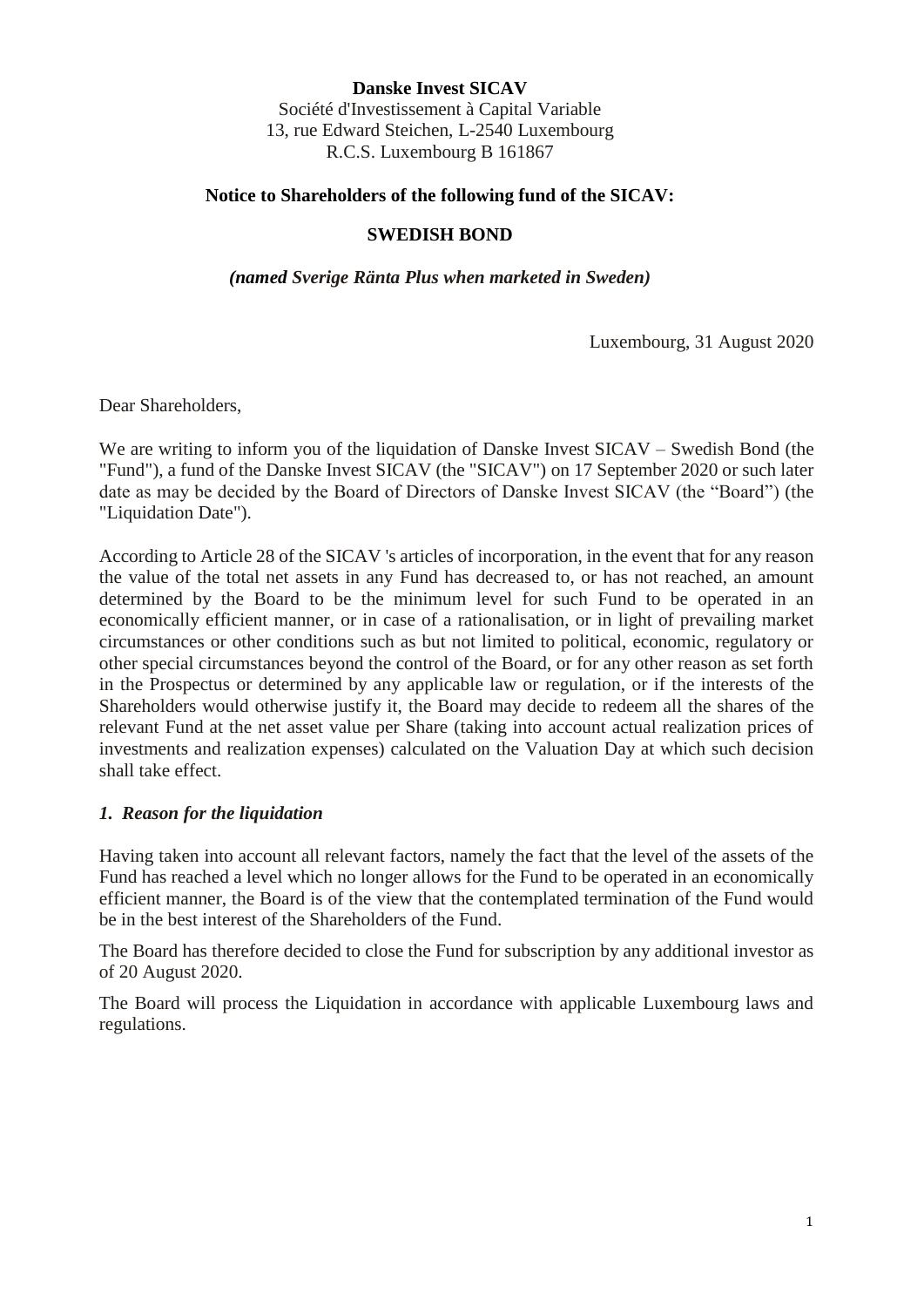**Danske Invest SICAV**
Société d'Investissement à Capital Variable
13, rue Edward Steichen, L-2540 Luxembourg
R.C.S. Luxembourg B 161867

**Notice to Shareholders of the following fund of the SICAV:**

**SWEDISH BOND**

***(named Sverige Ränta Plus when marketed in Sweden)***

Luxembourg, 31 August 2020

Dear Shareholders,

We are writing to inform you of the liquidation of Danske Invest SICAV – Swedish Bond (the "Fund"), a fund of the Danske Invest SICAV (the "SICAV") on 17 September 2020 or such later date as may be decided by the Board of Directors of Danske Invest SICAV (the "Board") (the "Liquidation Date").

According to Article 28 of the SICAV 's articles of incorporation, in the event that for any reason the value of the total net assets in any Fund has decreased to, or has not reached, an amount determined by the Board to be the minimum level for such Fund to be operated in an economically efficient manner, or in case of a rationalisation, or in light of prevailing market circumstances or other conditions such as but not limited to political, economic, regulatory or other special circumstances beyond the control of the Board, or for any other reason as set forth in the Prospectus or determined by any applicable law or regulation, or if the interests of the Shareholders would otherwise justify it, the Board may decide to redeem all the shares of the relevant Fund at the net asset value per Share (taking into account actual realization prices of investments and realization expenses) calculated on the Valuation Day at which such decision shall take effect.

### *1. Reason for the liquidation*

Having taken into account all relevant factors, namely the fact that the level of the assets of the Fund has reached a level which no longer allows for the Fund to be operated in an economically efficient manner, the Board is of the view that the contemplated termination of the Fund would be in the best interest of the Shareholders of the Fund.

The Board has therefore decided to close the Fund for subscription by any additional investor as of 20 August 2020.

The Board will process the Liquidation in accordance with applicable Luxembourg laws and regulations.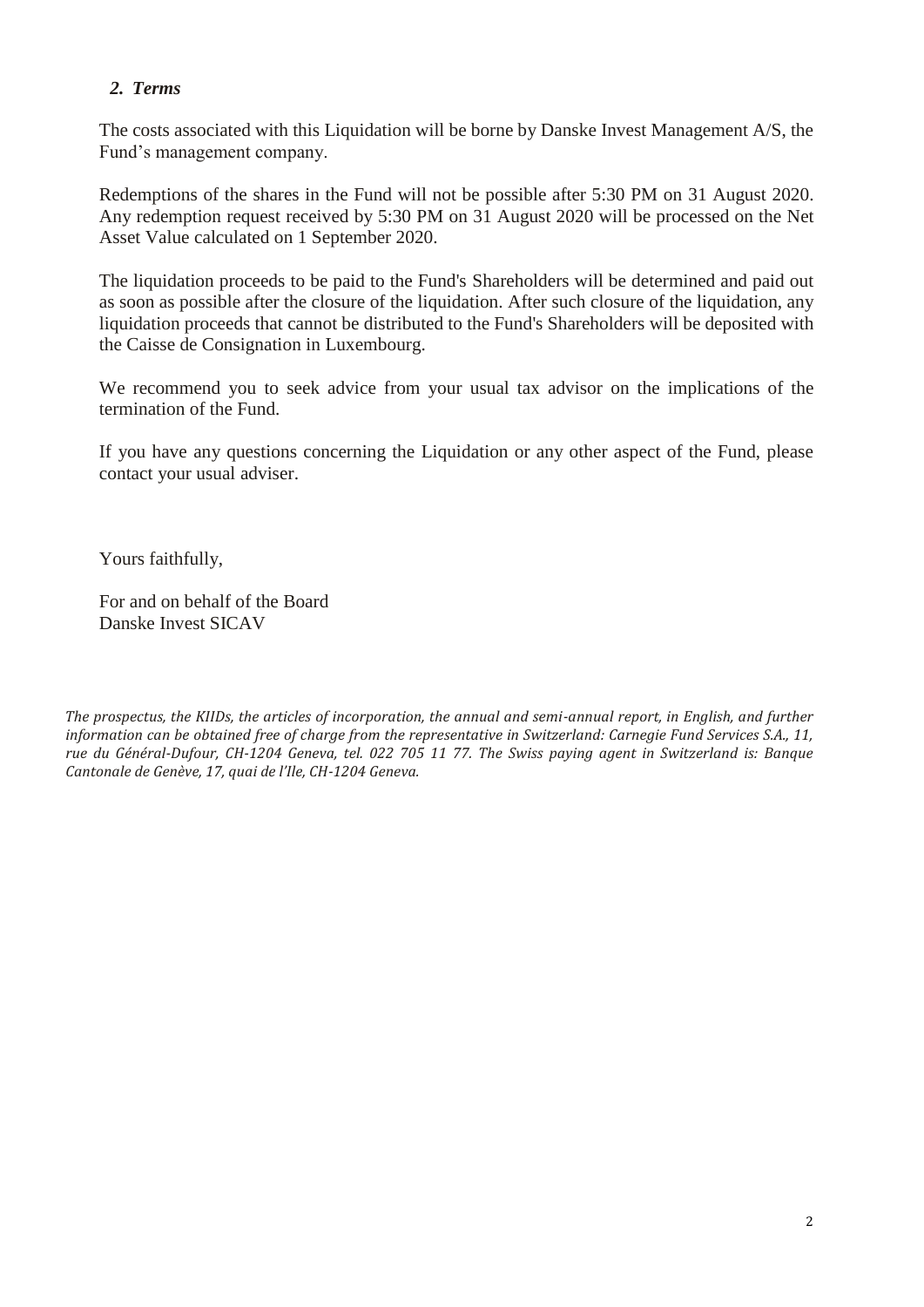## *2. Terms*

The costs associated with this Liquidation will be borne by Danske Invest Management A/S, the Fund's management company.

Redemptions of the shares in the Fund will not be possible after 5:30 PM on 31 August 2020. Any redemption request received by 5:30 PM on 31 August 2020 will be processed on the Net Asset Value calculated on 1 September 2020.

The liquidation proceeds to be paid to the Fund's Shareholders will be determined and paid out as soon as possible after the closure of the liquidation. After such closure of the liquidation, any liquidation proceeds that cannot be distributed to the Fund's Shareholders will be deposited with the Caisse de Consignation in Luxembourg.

We recommend you to seek advice from your usual tax advisor on the implications of the termination of the Fund.

If you have any questions concerning the Liquidation or any other aspect of the Fund, please contact your usual adviser.

Yours faithfully,

For and on behalf of the Board
Danske Invest SICAV

*The prospectus, the KIIDs, the articles of incorporation, the annual and semi-annual report, in English, and further information can be obtained free of charge from the representative in Switzerland: Carnegie Fund Services S.A., 11, rue du Général-Dufour, CH-1204 Geneva, tel. 022 705 11 77. The Swiss paying agent in Switzerland is: Banque Cantonale de Genève, 17, quai de l'Ile, CH-1204 Geneva.*